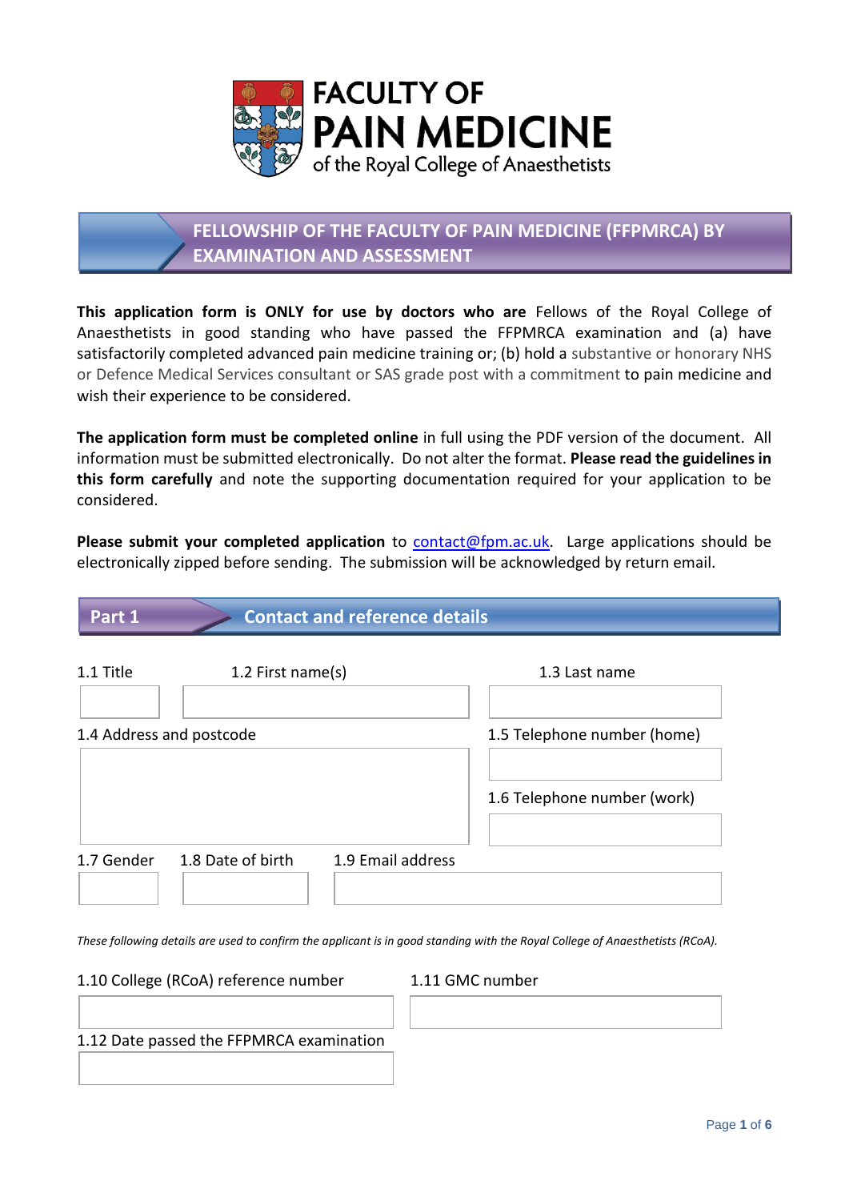# FACULTY OF PAIN MEDICINE

of the Royal College of Anaesthetists

## FELLOWSHIP OF THE FACULTY OF PAIN MEDICINE (FFPMRCA) BY EXAMINATION AND ASSESSMENT

**This application form is ONLY for use by doctors who are** Fellows of the Royal College of Anaesthetists in good standing who have passed the FFPMRCA examination and (a) have satisfactorily completed advanced pain medicine training or; (b) hold a substantive or honorary NHS or Defence Medical Services consultant or SAS grade post with a commitment to pain medicine and wish their experience to be considered.

**The application form must be completed online** in full using the PDF version of the document. All information must be submitted electronically. Do not alter the format. **Please read the guidelines in this form carefully** and note the supporting documentation required for your application to be considered.

**Please submit your completed application** to contact@fpm.ac.uk. Large applications should be electronically zipped before sending. The submission will be acknowledged by return email.

## Part 1 Contact and reference details

1.1 Title

1.2 First name(s)

1.3 Last name

1.4 Address and postcode

1.5 Telephone number (home)

1.6 Telephone number (work)

1.7 Gender

1.8 Date of birth

1.9 Email address

*These following details are used to confirm the applicant is in good standing with the Royal College of Anaesthetists (RCoA).*

1.10 College (RCoA) reference number

1.11 GMC number

1.12 Date passed the FFPMRCA examination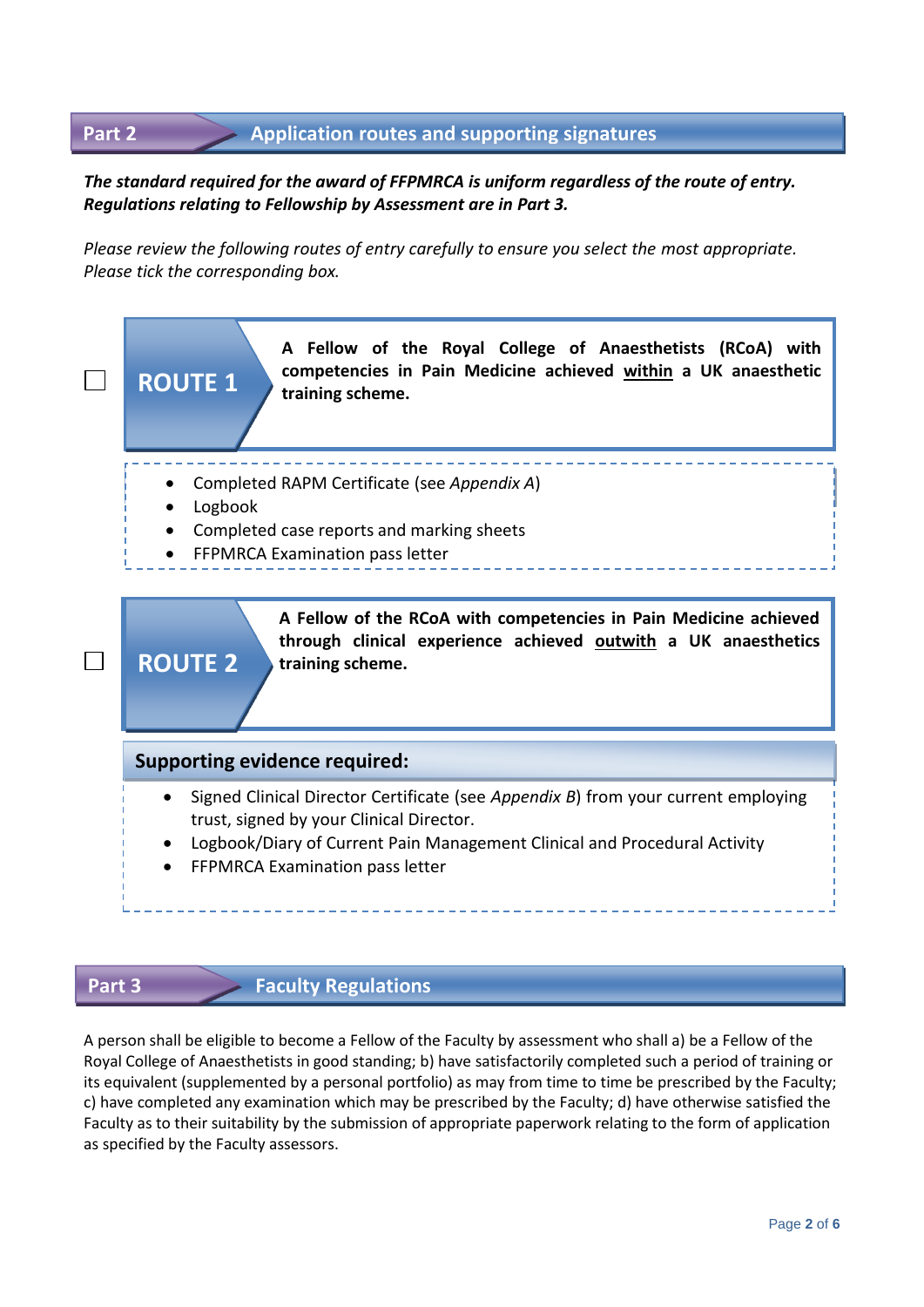## Part 2 Application routes and supporting signatures

***The standard required for the award of FFPMRCA is uniform regardless of the route of entry. Regulations relating to Fellowship by Assessment are in Part 3.***

*Please review the following routes of entry carefully to ensure you select the most appropriate. Please tick the corresponding box.*

☐ **ROUTE 1**

**A Fellow of the Royal College of Anaesthetists (RCoA) with competencies in Pain Medicine achieved <u>within</u> a UK anaesthetic training scheme.**

- Completed RAPM Certificate (see *Appendix A*)
- Logbook
- Completed case reports and marking sheets
- FFPMRCA Examination pass letter

☐ **ROUTE 2**

**A Fellow of the RCoA with competencies in Pain Medicine achieved through clinical experience achieved <u>outwith</u> a UK anaesthetics training scheme.**

**Supporting evidence required:**

- Signed Clinical Director Certificate (see *Appendix B*) from your current employing trust, signed by your Clinical Director.
- Logbook/Diary of Current Pain Management Clinical and Procedural Activity
- FFPMRCA Examination pass letter

## Part 3 Faculty Regulations

A person shall be eligible to become a Fellow of the Faculty by assessment who shall a) be a Fellow of the Royal College of Anaesthetists in good standing; b) have satisfactorily completed such a period of training or its equivalent (supplemented by a personal portfolio) as may from time to time be prescribed by the Faculty; c) have completed any examination which may be prescribed by the Faculty; d) have otherwise satisfied the Faculty as to their suitability by the submission of appropriate paperwork relating to the form of application as specified by the Faculty assessors.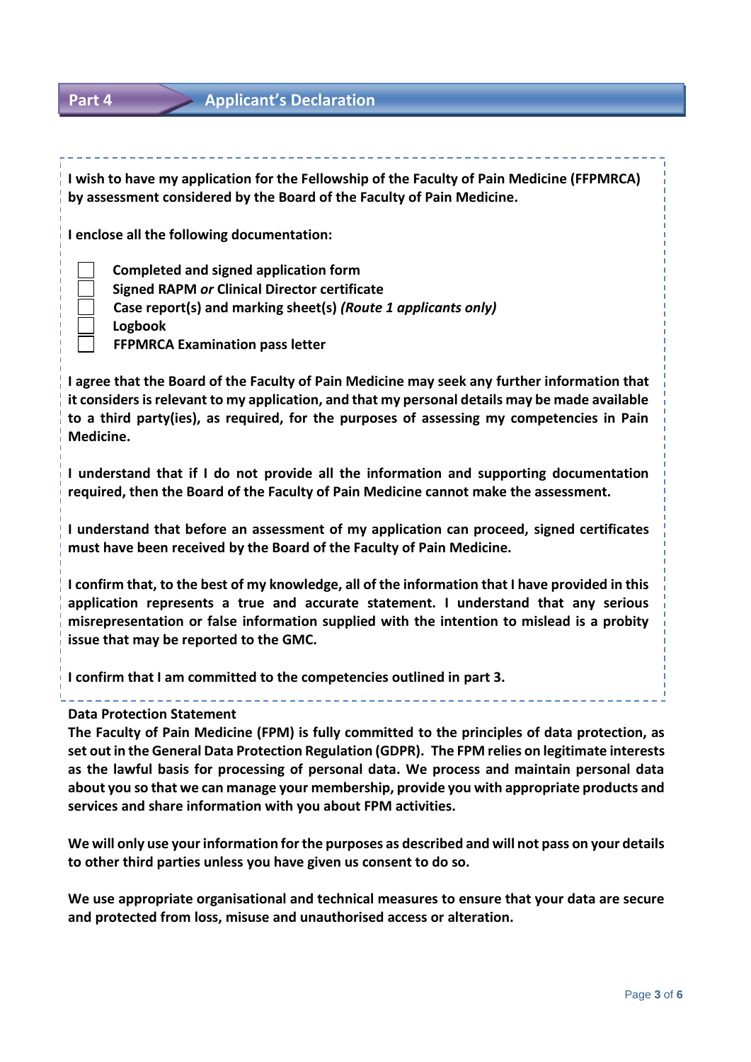## Part 4 Applicant's Declaration

**I wish to have my application for the Fellowship of the Faculty of Pain Medicine (FFPMRCA) by assessment considered by the Board of the Faculty of Pain Medicine.**

**I enclose all the following documentation:**

- [ ] **Completed and signed application form**
- [ ] **Signed RAPM *or* Clinical Director certificate**
- [ ] **Case report(s) and marking sheet(s) *(Route 1 applicants only)***
- [ ] **Logbook**
- [ ] **FFPMRCA Examination pass letter**

**I agree that the Board of the Faculty of Pain Medicine may seek any further information that it considers is relevant to my application, and that my personal details may be made available to a third party(ies), as required, for the purposes of assessing my competencies in Pain Medicine.**

**I understand that if I do not provide all the information and supporting documentation required, then the Board of the Faculty of Pain Medicine cannot make the assessment.**

**I understand that before an assessment of my application can proceed, signed certificates must have been received by the Board of the Faculty of Pain Medicine.**

**I confirm that, to the best of my knowledge, all of the information that I have provided in this application represents a true and accurate statement. I understand that any serious misrepresentation or false information supplied with the intention to mislead is a probity issue that may be reported to the GMC.**

**I confirm that I am committed to the competencies outlined in part 3.**

**Data Protection Statement**

**The Faculty of Pain Medicine (FPM) is fully committed to the principles of data protection, as set out in the General Data Protection Regulation (GDPR). The FPM relies on legitimate interests as the lawful basis for processing of personal data. We process and maintain personal data about you so that we can manage your membership, provide you with appropriate products and services and share information with you about FPM activities.**

**We will only use your information for the purposes as described and will not pass on your details to other third parties unless you have given us consent to do so.**

**We use appropriate organisational and technical measures to ensure that your data are secure and protected from loss, misuse and unauthorised access or alteration.**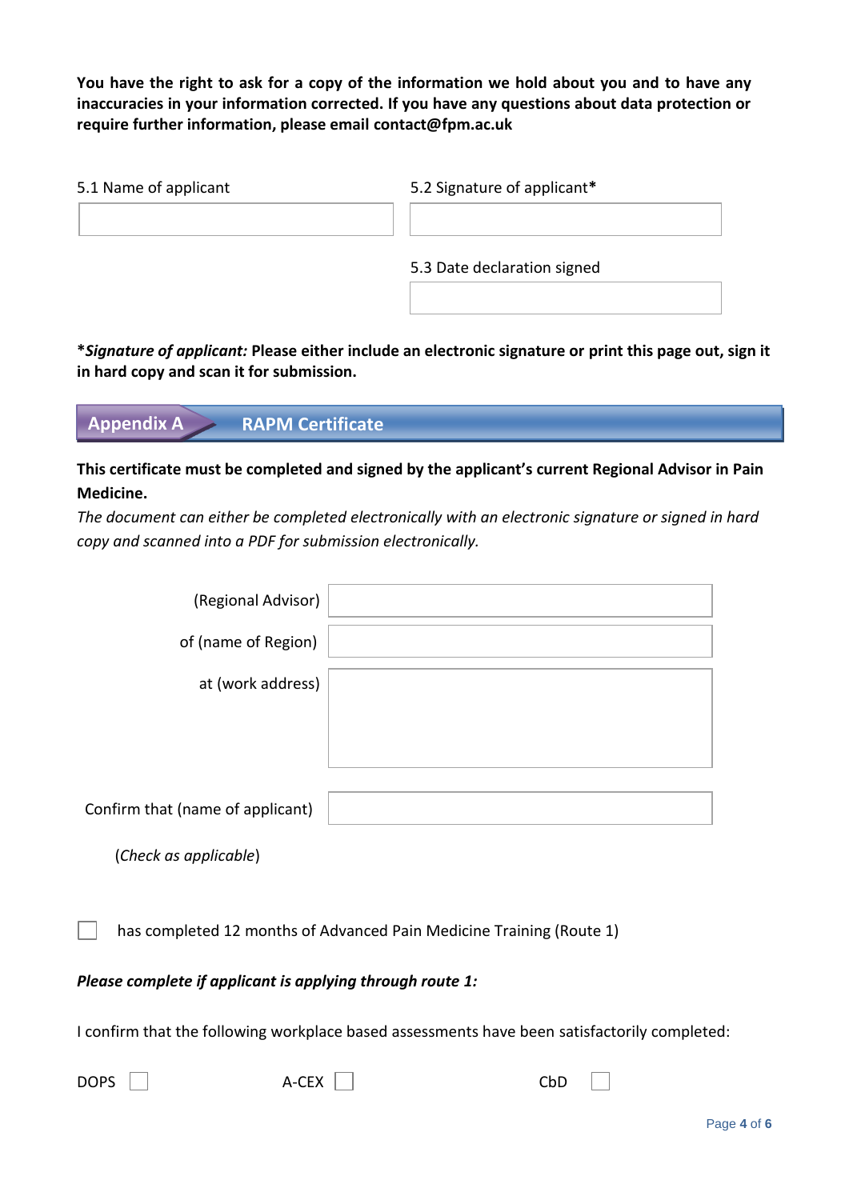**You have the right to ask for a copy of the information we hold about you and to have any inaccuracies in your information corrected. If you have any questions about data protection or require further information, please email contact@fpm.ac.uk**

| 5.1 Name of applicant | 5.2 Signature of applicant* |
|---|---|
| | |
| | 5.3 Date declaration signed |
| | |

***Signature of applicant:* Please either include an electronic signature or print this page out, sign it in hard copy and scan it for submission.**

## Appendix A RAPM Certificate

**This certificate must be completed and signed by the applicant's current Regional Advisor in Pain Medicine.**

*The document can either be completed electronically with an electronic signature or signed in hard copy and scanned into a PDF for submission electronically.*

| | |
|---|---|
| (Regional Advisor) | |
| of (name of Region) | |
| at (work address) | |
| Confirm that (name of applicant) | |

(*Check as applicable*)

☐ has completed 12 months of Advanced Pain Medicine Training (Route 1)

***Please complete if applicant is applying through route 1:***

I confirm that the following workplace based assessments have been satisfactorily completed:

DOPS ☐ A-CEX ☐ CbD ☐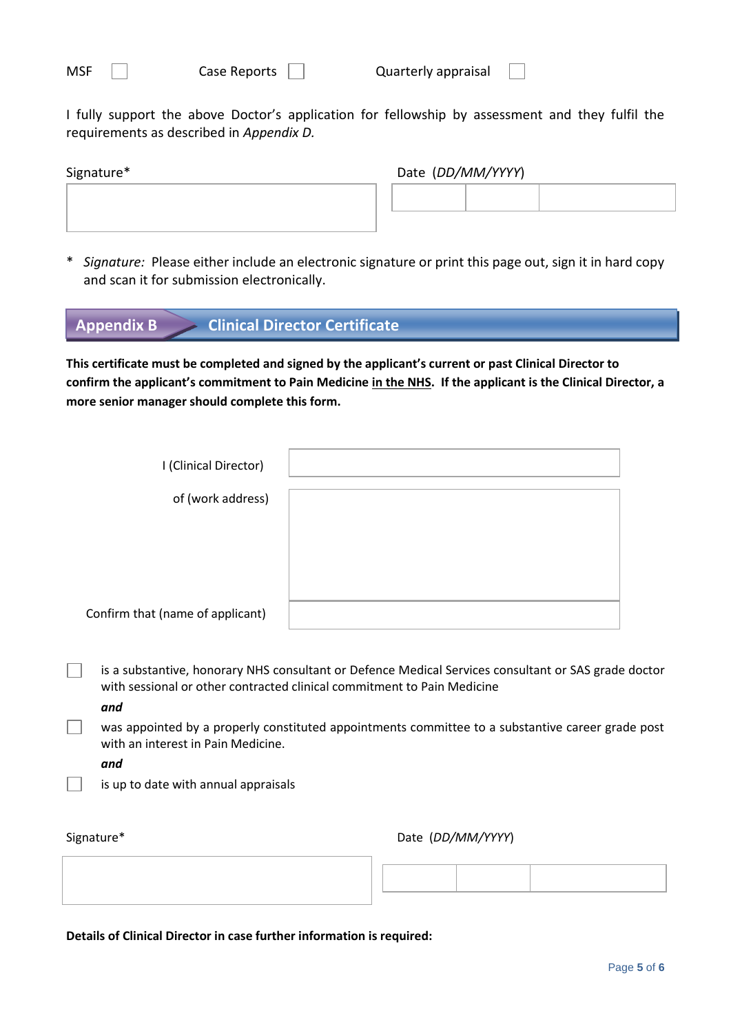MSF ☐ Case Reports ☐ Quarterly appraisal ☐

I fully support the above Doctor's application for fellowship by assessment and they fulfil the requirements as described in *Appendix D.*

| Signature* | Date (*DD/MM/YYYY*) | | |
|---|---|---|---|
| | | | |

\* *Signature:* Please either include an electronic signature or print this page out, sign it in hard copy and scan it for submission electronically.

## Appendix B Clinical Director Certificate

**This certificate must be completed and signed by the applicant's current or past Clinical Director to confirm the applicant's commitment to Pain Medicine <u>in the NHS</u>. If the applicant is the Clinical Director, a more senior manager should complete this form.**

| | |
|---|---|
| I (Clinical Director) | |
| of (work address) | |
| Confirm that (name of applicant) | |

☐ is a substantive, honorary NHS consultant or Defence Medical Services consultant or SAS grade doctor with sessional or other contracted clinical commitment to Pain Medicine

***and***

☐ was appointed by a properly constituted appointments committee to a substantive career grade post with an interest in Pain Medicine.

***and***

☐ is up to date with annual appraisals

| Signature* | Date (*DD/MM/YYYY*) | | |
|---|---|---|---|
| | | | |

**Details of Clinical Director in case further information is required:**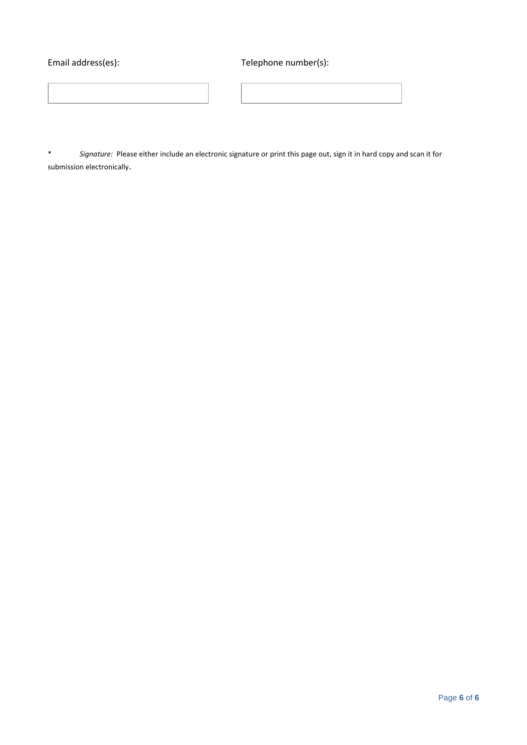Email address(es):

Telephone number(s):

| | |
|---|---|
| | |

* *Signature:* Please either include an electronic signature or print this page out, sign it in hard copy and scan it for submission electronically.